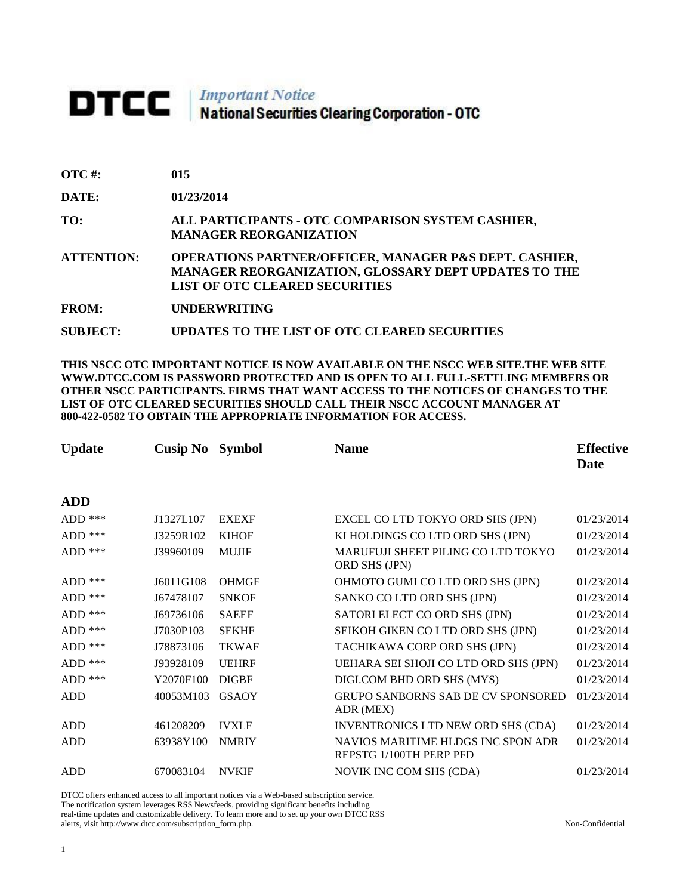# DTCC | *Important Notice* National Securities Clearing Corporation - OTC

**OTC #:** 015

**DATE:** 01/23/2014

**TO:** ALL PARTICIPANTS - OTC COMPARISON SYSTEM CASHIER, MANAGER REORGANIZATION

**ATTENTION:** OPERATIONS PARTNER/OFFICER, MANAGER P&S DEPT. CASHIER, MANAGER REORGANIZATION, GLOSSARY DEPT UPDATES TO THE LIST OF OTC CLEARED SECURITIES

**FROM:** UNDERWRITING

**SUBJECT:** UPDATES TO THE LIST OF OTC CLEARED SECURITIES

**THIS NSCC OTC IMPORTANT NOTICE IS NOW AVAILABLE ON THE NSCC WEB SITE.THE WEB SITE WWW.DTCC.COM IS PASSWORD PROTECTED AND IS OPEN TO ALL FULL-SETTLING MEMBERS OR OTHER NSCC PARTICIPANTS. FIRMS THAT WANT ACCESS TO THE NOTICES OF CHANGES TO THE LIST OF OTC CLEARED SECURITIES SHOULD CALL THEIR NSCC ACCOUNT MANAGER AT 800-422-0582 TO OBTAIN THE APPROPRIATE INFORMATION FOR ACCESS.**

| Update | Cusip No | Symbol | Name | Effective Date |
|---|---|---|---|---|
| **ADD** | | | | |
| ADD *** | J1327L107 | EXEXF | EXCEL CO LTD TOKYO ORD SHS (JPN) | 01/23/2014 |
| ADD *** | J3259R102 | KIHOF | KI HOLDINGS CO LTD ORD SHS (JPN) | 01/23/2014 |
| ADD *** | J39960109 | MUJIF | MARUFUJI SHEET PILING CO LTD TOKYO ORD SHS (JPN) | 01/23/2014 |
| ADD *** | J6011G108 | OHMGF | OHMOTO GUMI CO LTD ORD SHS (JPN) | 01/23/2014 |
| ADD *** | J67478107 | SNKOF | SANKO CO LTD ORD SHS (JPN) | 01/23/2014 |
| ADD *** | J69736106 | SAEEF | SATORI ELECT CO ORD SHS (JPN) | 01/23/2014 |
| ADD *** | J7030P103 | SEKHF | SEIKOH GIKEN CO LTD ORD SHS (JPN) | 01/23/2014 |
| ADD *** | J78873106 | TKWAF | TACHIKAWA CORP ORD SHS (JPN) | 01/23/2014 |
| ADD *** | J93928109 | UEHRF | UEHARA SEI SHOJI CO LTD ORD SHS (JPN) | 01/23/2014 |
| ADD *** | Y2070F100 | DIGBF | DIGI.COM BHD ORD SHS (MYS) | 01/23/2014 |
| ADD | 40053M103 | GSAOY | GRUPO SANBORNS SAB DE CV SPONSORED ADR (MEX) | 01/23/2014 |
| ADD | 461208209 | IVXLF | INVENTRONICS LTD NEW ORD SHS (CDA) | 01/23/2014 |
| ADD | 63938Y100 | NMRIY | NAVIOS MARITIME HLDGS INC SPON ADR REPSTG 1/100TH PERP PFD | 01/23/2014 |
| ADD | 670083104 | NVKIF | NOVIK INC COM SHS (CDA) | 01/23/2014 |

DTCC offers enhanced access to all important notices via a Web-based subscription service. The notification system leverages RSS Newsfeeds, providing significant benefits including real-time updates and customizable delivery. To learn more and to set up your own DTCC RSS alerts, visit http://www.dtcc.com/subscription_form.php.

Non-Confidential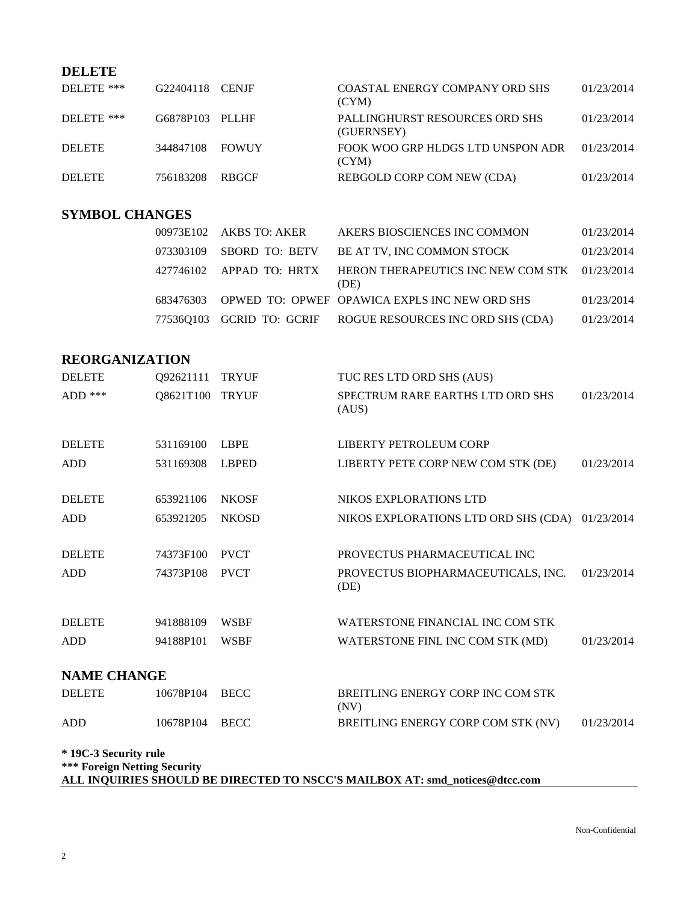## DELETE

| | | | | |
|---|---|---|---|---|
| DELETE *** | G22404118 | CENJF | COASTAL ENERGY COMPANY ORD SHS (CYM) | 01/23/2014 |
| DELETE *** | G6878P103 | PLLHF | PALLINGHURST RESOURCES ORD SHS (GUERNSEY) | 01/23/2014 |
| DELETE | 344847108 | FOWUY | FOOK WOO GRP HLDGS LTD UNSPON ADR (CYM) | 01/23/2014 |
| DELETE | 756183208 | RBGCF | REBGOLD CORP COM NEW (CDA) | 01/23/2014 |

## SYMBOL CHANGES

| | | | | |
|---|---|---|---|---|
| | 00973E102 | AKBS TO: AKER | AKERS BIOSCIENCES INC COMMON | 01/23/2014 |
| | 073303109 | SBORD TO: BETV | BE AT TV, INC COMMON STOCK | 01/23/2014 |
| | 427746102 | APPAD TO: HRTX | HERON THERAPEUTICS INC NEW COM STK (DE) | 01/23/2014 |
| | 683476303 | OPWED TO: OPWEF | OPAWICA EXPLS INC NEW ORD SHS | 01/23/2014 |
| | 77536Q103 | GCRID TO: GCRIF | ROGUE RESOURCES INC ORD SHS (CDA) | 01/23/2014 |

## REORGANIZATION

| | | | | |
|---|---|---|---|---|
| DELETE | Q92621111 | TRYUF | TUC RES LTD ORD SHS (AUS) | |
| ADD *** | Q8621T100 | TRYUF | SPECTRUM RARE EARTHS LTD ORD SHS (AUS) | 01/23/2014 |
| DELETE | 531169100 | LBPE | LIBERTY PETROLEUM CORP | |
| ADD | 531169308 | LBPED | LIBERTY PETE CORP NEW COM STK (DE) | 01/23/2014 |
| DELETE | 653921106 | NKOSF | NIKOS EXPLORATIONS LTD | |
| ADD | 653921205 | NKOSD | NIKOS EXPLORATIONS LTD ORD SHS (CDA) | 01/23/2014 |
| DELETE | 74373F100 | PVCT | PROVECTUS PHARMACEUTICAL INC | |
| ADD | 74373P108 | PVCT | PROVECTUS BIOPHARMACEUTICALS, INC. (DE) | 01/23/2014 |
| DELETE | 941888109 | WSBF | WATERSTONE FINANCIAL INC COM STK | |
| ADD | 94188P101 | WSBF | WATERSTONE FINL INC COM STK (MD) | 01/23/2014 |

## NAME CHANGE

| | | | | |
|---|---|---|---|---|
| DELETE | 10678P104 | BECC | BREITLING ENERGY CORP INC COM STK (NV) | |
| ADD | 10678P104 | BECC | BREITLING ENERGY CORP COM STK (NV) | 01/23/2014 |

**\* 19C-3 Security rule**
**\*\*\* Foreign Netting Security**
**ALL INQUIRIES SHOULD BE DIRECTED TO NSCC'S MAILBOX AT: smd_notices@dtcc.com**

Non-Confidential